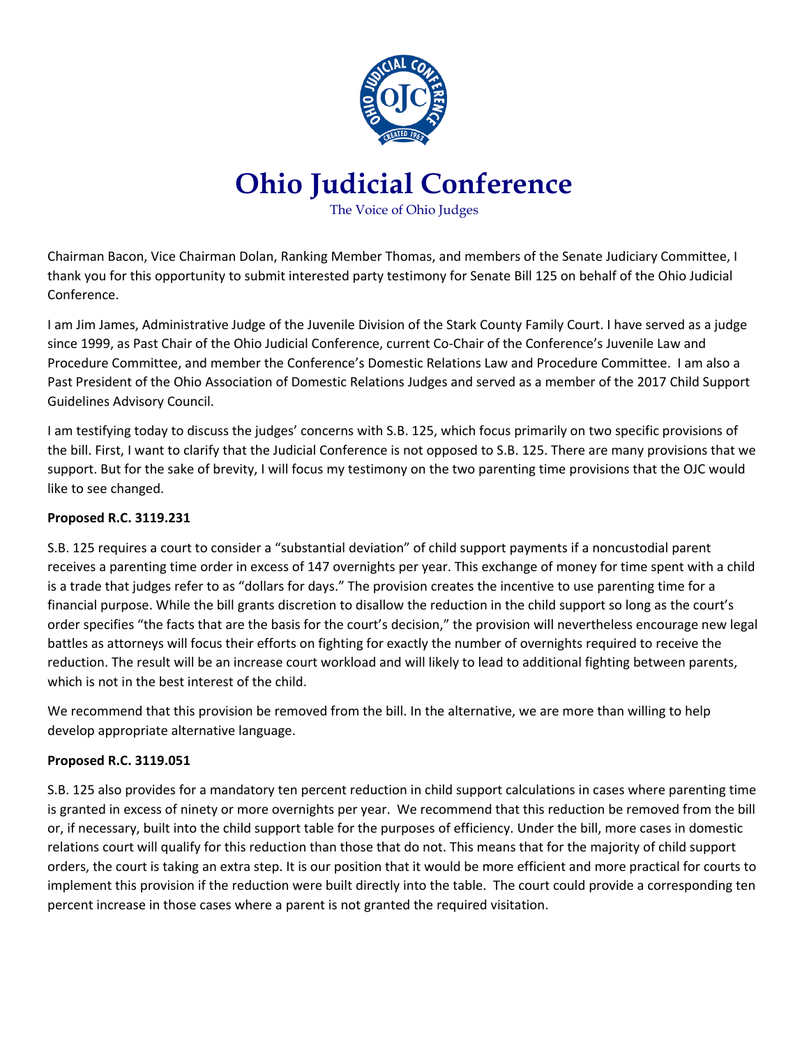# Ohio Judicial Conference

The Voice of Ohio Judges

Chairman Bacon, Vice Chairman Dolan, Ranking Member Thomas, and members of the Senate Judiciary Committee, I thank you for this opportunity to submit interested party testimony for Senate Bill 125 on behalf of the Ohio Judicial Conference.

I am Jim James, Administrative Judge of the Juvenile Division of the Stark County Family Court. I have served as a judge since 1999, as Past Chair of the Ohio Judicial Conference, current Co-Chair of the Conference's Juvenile Law and Procedure Committee, and member the Conference's Domestic Relations Law and Procedure Committee. I am also a Past President of the Ohio Association of Domestic Relations Judges and served as a member of the 2017 Child Support Guidelines Advisory Council.

I am testifying today to discuss the judges' concerns with S.B. 125, which focus primarily on two specific provisions of the bill. First, I want to clarify that the Judicial Conference is not opposed to S.B. 125. There are many provisions that we support. But for the sake of brevity, I will focus my testimony on the two parenting time provisions that the OJC would like to see changed.

**Proposed R.C. 3119.231**

S.B. 125 requires a court to consider a "substantial deviation" of child support payments if a noncustodial parent receives a parenting time order in excess of 147 overnights per year. This exchange of money for time spent with a child is a trade that judges refer to as "dollars for days." The provision creates the incentive to use parenting time for a financial purpose. While the bill grants discretion to disallow the reduction in the child support so long as the court's order specifies "the facts that are the basis for the court's decision," the provision will nevertheless encourage new legal battles as attorneys will focus their efforts on fighting for exactly the number of overnights required to receive the reduction. The result will be an increase court workload and will likely to lead to additional fighting between parents, which is not in the best interest of the child.

We recommend that this provision be removed from the bill. In the alternative, we are more than willing to help develop appropriate alternative language.

**Proposed R.C. 3119.051**

S.B. 125 also provides for a mandatory ten percent reduction in child support calculations in cases where parenting time is granted in excess of ninety or more overnights per year. We recommend that this reduction be removed from the bill or, if necessary, built into the child support table for the purposes of efficiency. Under the bill, more cases in domestic relations court will qualify for this reduction than those that do not. This means that for the majority of child support orders, the court is taking an extra step. It is our position that it would be more efficient and more practical for courts to implement this provision if the reduction were built directly into the table. The court could provide a corresponding ten percent increase in those cases where a parent is not granted the required visitation.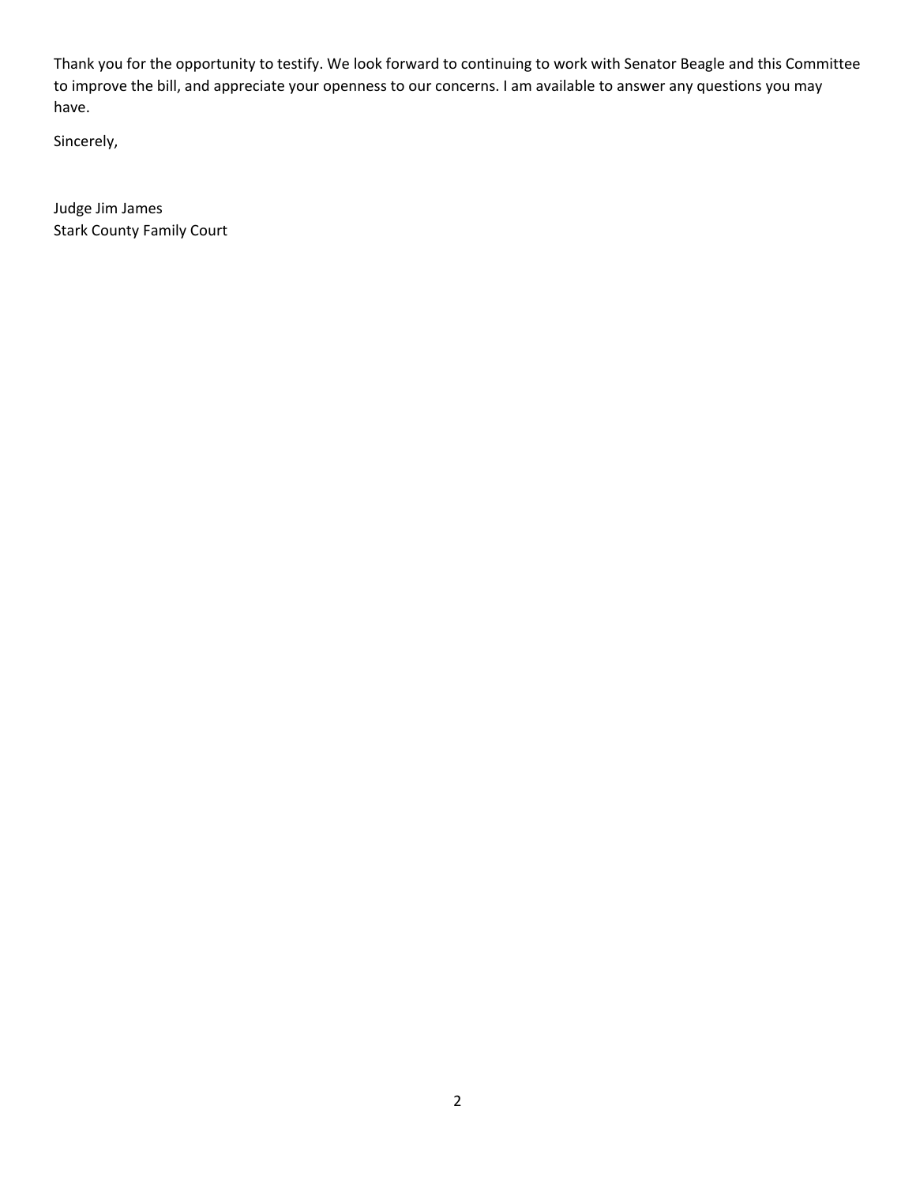Thank you for the opportunity to testify. We look forward to continuing to work with Senator Beagle and this Committee to improve the bill, and appreciate your openness to our concerns. I am available to answer any questions you may have.

Sincerely,

Judge Jim James
Stark County Family Court